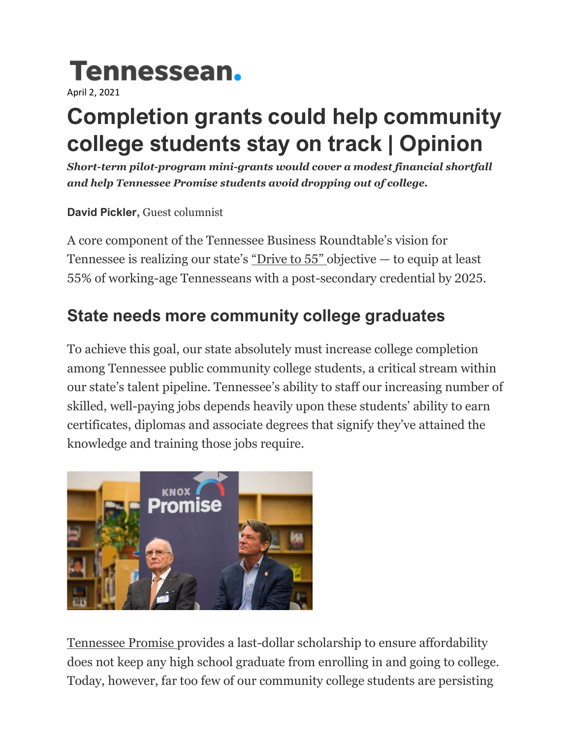# Tennessean.

April 2, 2021

# Completion grants could help community college students stay on track | Opinion

***Short-term pilot-program mini-grants would cover a modest financial shortfall and help Tennessee Promise students avoid dropping out of college.***

**David Pickler,** Guest columnist

A core component of the Tennessee Business Roundtable's vision for Tennessee is realizing our state's "Drive to 55" objective — to equip at least 55% of working-age Tennesseans with a post-secondary credential by 2025.

## State needs more community college graduates

To achieve this goal, our state absolutely must increase college completion among Tennessee public community college students, a critical stream within our state's talent pipeline. Tennessee's ability to staff our increasing number of skilled, well-paying jobs depends heavily upon these students' ability to earn certificates, diplomas and associate degrees that signify they've attained the knowledge and training those jobs require.

Tennessee Promise provides a last-dollar scholarship to ensure affordability does not keep any high school graduate from enrolling in and going to college. Today, however, far too few of our community college students are persisting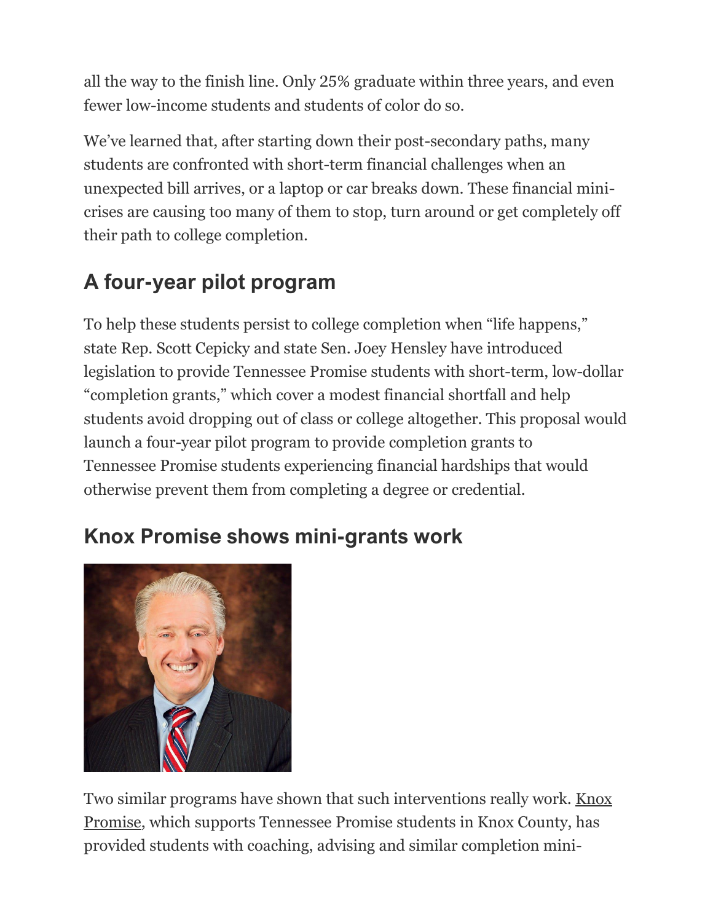all the way to the finish line. Only 25% graduate within three years, and even fewer low-income students and students of color do so.

We've learned that, after starting down their post-secondary paths, many students are confronted with short-term financial challenges when an unexpected bill arrives, or a laptop or car breaks down. These financial mini-crises are causing too many of them to stop, turn around or get completely off their path to college completion.

## A four-year pilot program

To help these students persist to college completion when "life happens," state Rep. Scott Cepicky and state Sen. Joey Hensley have introduced legislation to provide Tennessee Promise students with short-term, low-dollar "completion grants," which cover a modest financial shortfall and help students avoid dropping out of class or college altogether. This proposal would launch a four-year pilot program to provide completion grants to Tennessee Promise students experiencing financial hardships that would otherwise prevent them from completing a degree or credential.

## Knox Promise shows mini-grants work

Two similar programs have shown that such interventions really work. Knox Promise, which supports Tennessee Promise students in Knox County, has provided students with coaching, advising and similar completion mini-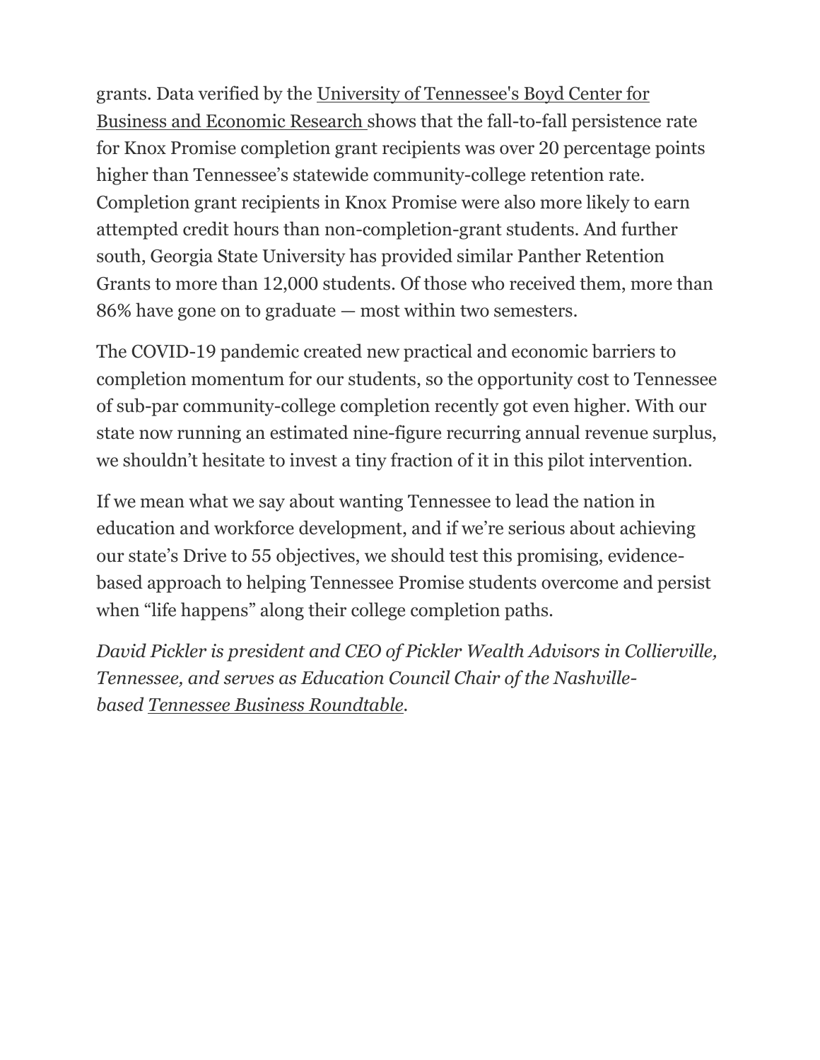grants. Data verified by the University of Tennessee's Boyd Center for Business and Economic Research shows that the fall-to-fall persistence rate for Knox Promise completion grant recipients was over 20 percentage points higher than Tennessee's statewide community-college retention rate. Completion grant recipients in Knox Promise were also more likely to earn attempted credit hours than non-completion-grant students. And further south, Georgia State University has provided similar Panther Retention Grants to more than 12,000 students. Of those who received them, more than 86% have gone on to graduate — most within two semesters.

The COVID-19 pandemic created new practical and economic barriers to completion momentum for our students, so the opportunity cost to Tennessee of sub-par community-college completion recently got even higher. With our state now running an estimated nine-figure recurring annual revenue surplus, we shouldn't hesitate to invest a tiny fraction of it in this pilot intervention.

If we mean what we say about wanting Tennessee to lead the nation in education and workforce development, and if we're serious about achieving our state's Drive to 55 objectives, we should test this promising, evidence-based approach to helping Tennessee Promise students overcome and persist when "life happens" along their college completion paths.

*David Pickler is president and CEO of Pickler Wealth Advisors in Collierville, Tennessee, and serves as Education Council Chair of the Nashville-based Tennessee Business Roundtable.*